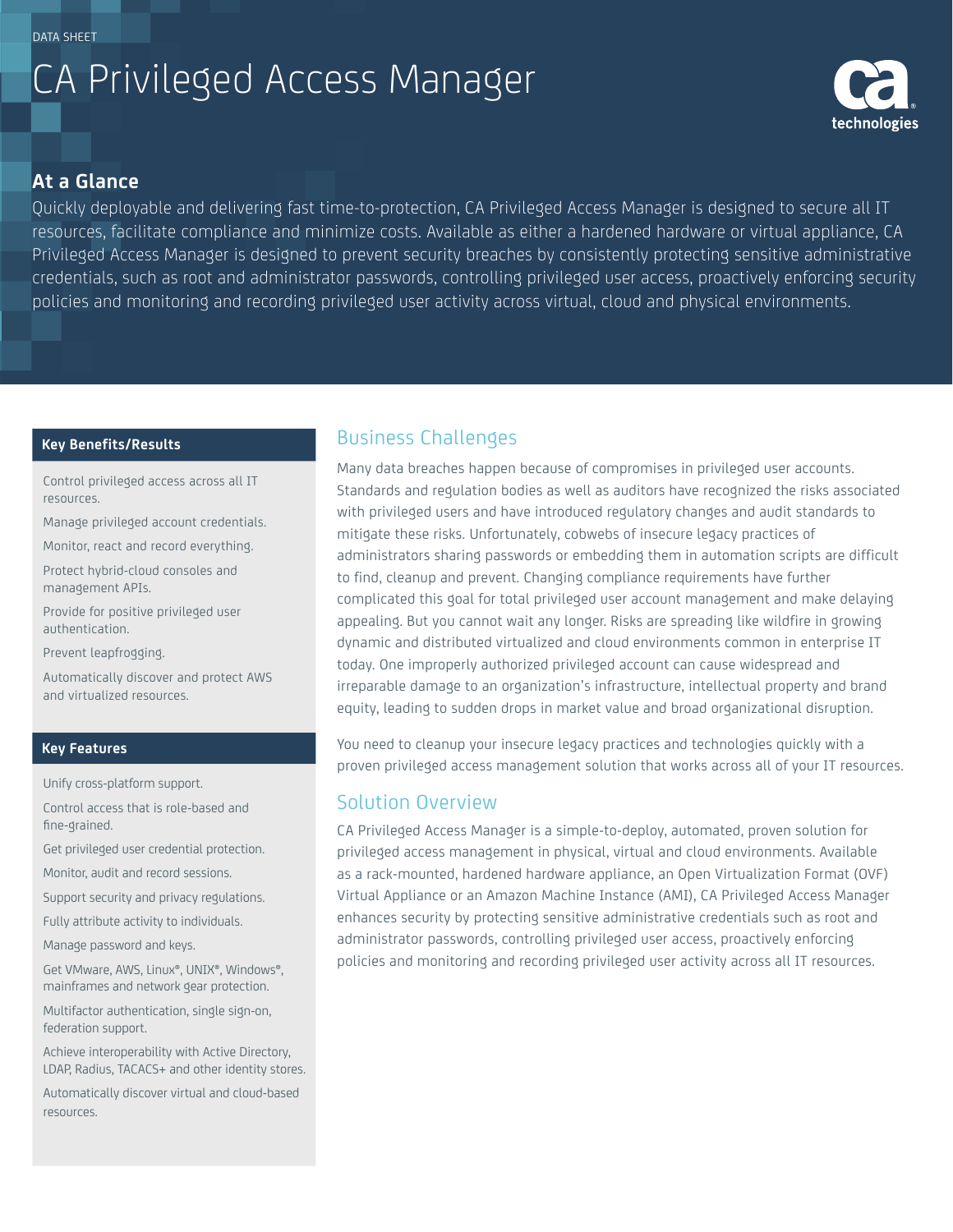DATA SHEET

# CA Privileged Access Manager

## At a Glance

Quickly deployable and delivering fast time-to-protection, CA Privileged Access Manager is designed to secure all IT resources, facilitate compliance and minimize costs. Available as either a hardened hardware or virtual appliance, CA Privileged Access Manager is designed to prevent security breaches by consistently protecting sensitive administrative credentials, such as root and administrator passwords, controlling privileged user access, proactively enforcing security policies and monitoring and recording privileged user activity across virtual, cloud and physical environments.

### Key Benefits/Results

- Control privileged access across all IT resources.
- Manage privileged account credentials.
- Monitor, react and record everything.
- Protect hybrid-cloud consoles and management APIs.
- Provide for positive privileged user authentication.
- Prevent leapfrogging.
- Automatically discover and protect AWS and virtualized resources.

### Key Features

- Unify cross-platform support.
- Control access that is role-based and fine-grained.
- Get privileged user credential protection.
- Monitor, audit and record sessions.
- Support security and privacy regulations.
- Fully attribute activity to individuals.
- Manage password and keys.
- Get VMware, AWS, Linux®, UNIX®, Windows®, mainframes and network gear protection.
- Multifactor authentication, single sign-on, federation support.
- Achieve interoperability with Active Directory, LDAP, Radius, TACACS+ and other identity stores.
- Automatically discover virtual and cloud-based resources.

## Business Challenges

Many data breaches happen because of compromises in privileged user accounts. Standards and regulation bodies as well as auditors have recognized the risks associated with privileged users and have introduced regulatory changes and audit standards to mitigate these risks. Unfortunately, cobwebs of insecure legacy practices of administrators sharing passwords or embedding them in automation scripts are difficult to find, cleanup and prevent. Changing compliance requirements have further complicated this goal for total privileged user account management and make delaying appealing. But you cannot wait any longer. Risks are spreading like wildfire in growing dynamic and distributed virtualized and cloud environments common in enterprise IT today. One improperly authorized privileged account can cause widespread and irreparable damage to an organization's infrastructure, intellectual property and brand equity, leading to sudden drops in market value and broad organizational disruption.

You need to cleanup your insecure legacy practices and technologies quickly with a proven privileged access management solution that works across all of your IT resources.

## Solution Overview

CA Privileged Access Manager is a simple-to-deploy, automated, proven solution for privileged access management in physical, virtual and cloud environments. Available as a rack-mounted, hardened hardware appliance, an Open Virtualization Format (OVF) Virtual Appliance or an Amazon Machine Instance (AMI), CA Privileged Access Manager enhances security by protecting sensitive administrative credentials such as root and administrator passwords, controlling privileged user access, proactively enforcing policies and monitoring and recording privileged user activity across all IT resources.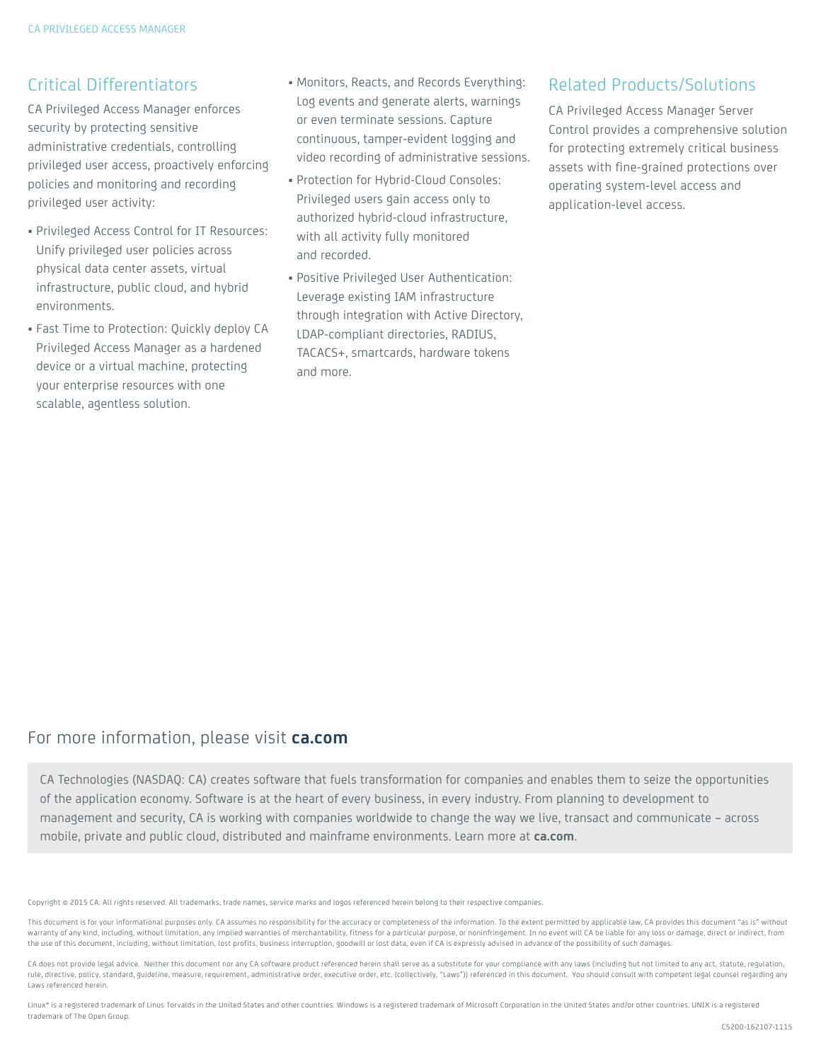## Critical Differentiators

CA Privileged Access Manager enforces security by protecting sensitive administrative credentials, controlling privileged user access, proactively enforcing policies and monitoring and recording privileged user activity:

- Privileged Access Control for IT Resources: Unify privileged user policies across physical data center assets, virtual infrastructure, public cloud, and hybrid environments.
- Fast Time to Protection: Quickly deploy CA Privileged Access Manager as a hardened device or a virtual machine, protecting your enterprise resources with one scalable, agentless solution.
- Monitors, Reacts, and Records Everything: Log events and generate alerts, warnings or even terminate sessions. Capture continuous, tamper-evident logging and video recording of administrative sessions.
- Protection for Hybrid-Cloud Consoles: Privileged users gain access only to authorized hybrid-cloud infrastructure, with all activity fully monitored and recorded.
- Positive Privileged User Authentication: Leverage existing IAM infrastructure through integration with Active Directory, LDAP-compliant directories, RADIUS, TACACS+, smartcards, hardware tokens and more.

## Related Products/Solutions

CA Privileged Access Manager Server Control provides a comprehensive solution for protecting extremely critical business assets with fine-grained protections over operating system-level access and application-level access.

For more information, please visit **ca.com**

CA Technologies (NASDAQ: CA) creates software that fuels transformation for companies and enables them to seize the opportunities of the application economy. Software is at the heart of every business, in every industry. From planning to development to management and security, CA is working with companies worldwide to change the way we live, transact and communicate – across mobile, private and public cloud, distributed and mainframe environments. Learn more at **ca.com**.

Copyright © 2015 CA. All rights reserved. All trademarks, trade names, service marks and logos referenced herein belong to their respective companies.

This document is for your informational purposes only. CA assumes no responsibility for the accuracy or completeness of the information. To the extent permitted by applicable law, CA provides this document "as is" without warranty of any kind, including, without limitation, any implied warranties of merchantability, fitness for a particular purpose, or noninfringement. In no event will CA be liable for any loss or damage, direct or indirect, from the use of this document, including, without limitation, lost profits, business interruption, goodwill or lost data, even if CA is expressly advised in advance of the possibility of such damages.

CA does not provide legal advice. Neither this document nor any CA software product referenced herein shall serve as a substitute for your compliance with any laws (including but not limited to any act, statute, regulation, rule, directive, policy, standard, guideline, measure, requirement, administrative order, executive order, etc. (collectively, "Laws")) referenced in this document. You should consult with competent legal counsel regarding any Laws referenced herein.

Linux® is a registered trademark of Linus Torvalds in the United States and other countries. Windows is a registered trademark of Microsoft Corporation in the United States and/or other countries. UNIX is a registered trademark of The Open Group.

CS200-162107-1115